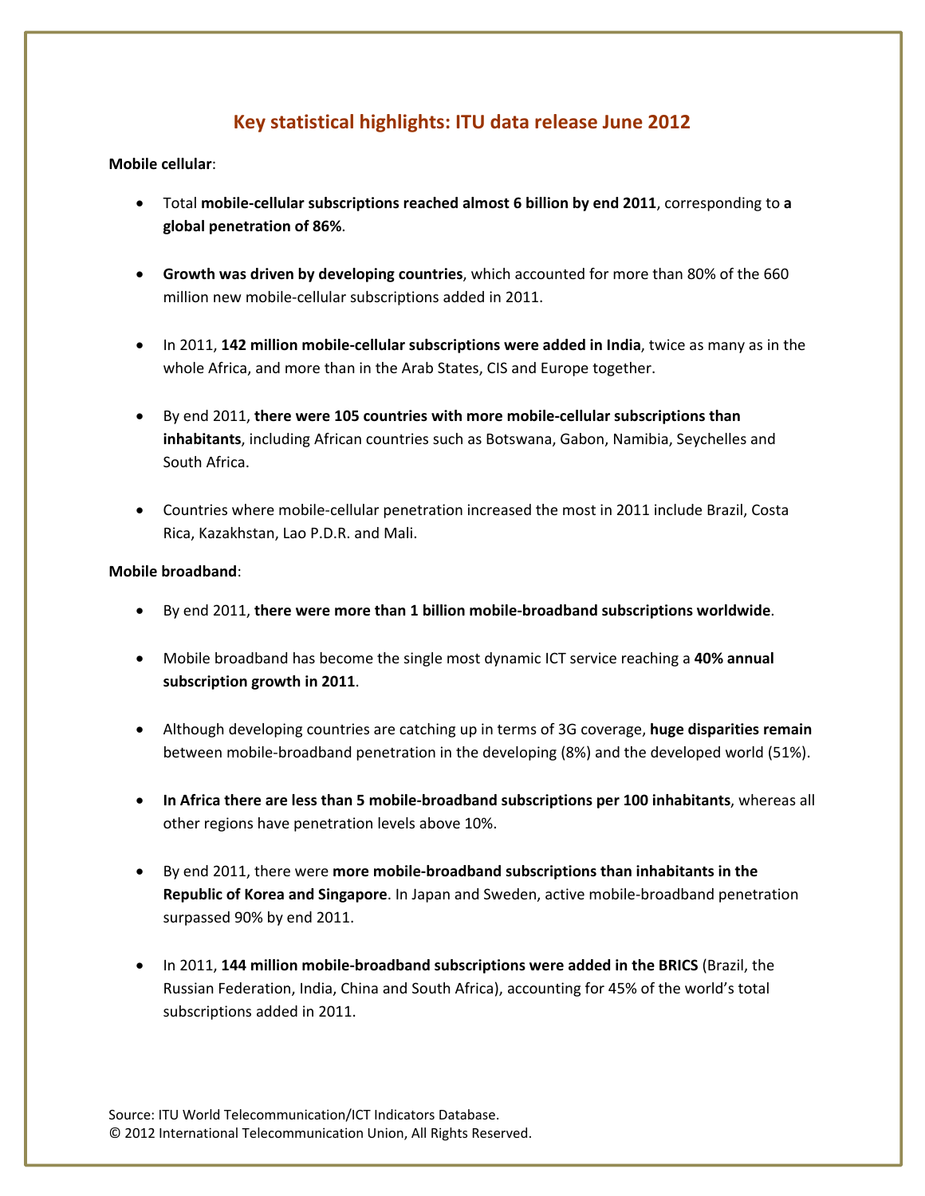# Key statistical highlights: ITU data release June 2012

**Mobile cellular**:

- Total **mobile-cellular subscriptions reached almost 6 billion by end 2011**, corresponding to **a global penetration of 86%**.

- **Growth was driven by developing countries**, which accounted for more than 80% of the 660 million new mobile-cellular subscriptions added in 2011.

- In 2011, **142 million mobile-cellular subscriptions were added in India**, twice as many as in the whole Africa, and more than in the Arab States, CIS and Europe together.

- By end 2011, **there were 105 countries with more mobile-cellular subscriptions than inhabitants**, including African countries such as Botswana, Gabon, Namibia, Seychelles and South Africa.

- Countries where mobile-cellular penetration increased the most in 2011 include Brazil, Costa Rica, Kazakhstan, Lao P.D.R. and Mali.

**Mobile broadband**:

- By end 2011, **there were more than 1 billion mobile-broadband subscriptions worldwide**.

- Mobile broadband has become the single most dynamic ICT service reaching a **40% annual subscription growth in 2011**.

- Although developing countries are catching up in terms of 3G coverage, **huge disparities remain** between mobile-broadband penetration in the developing (8%) and the developed world (51%).

- **In Africa there are less than 5 mobile-broadband subscriptions per 100 inhabitants**, whereas all other regions have penetration levels above 10%.

- By end 2011, there were **more mobile-broadband subscriptions than inhabitants in the Republic of Korea and Singapore**. In Japan and Sweden, active mobile-broadband penetration surpassed 90% by end 2011.

- In 2011, **144 million mobile-broadband subscriptions were added in the BRICS** (Brazil, the Russian Federation, India, China and South Africa), accounting for 45% of the world's total subscriptions added in 2011.

Source: ITU World Telecommunication/ICT Indicators Database.
© 2012 International Telecommunication Union, All Rights Reserved.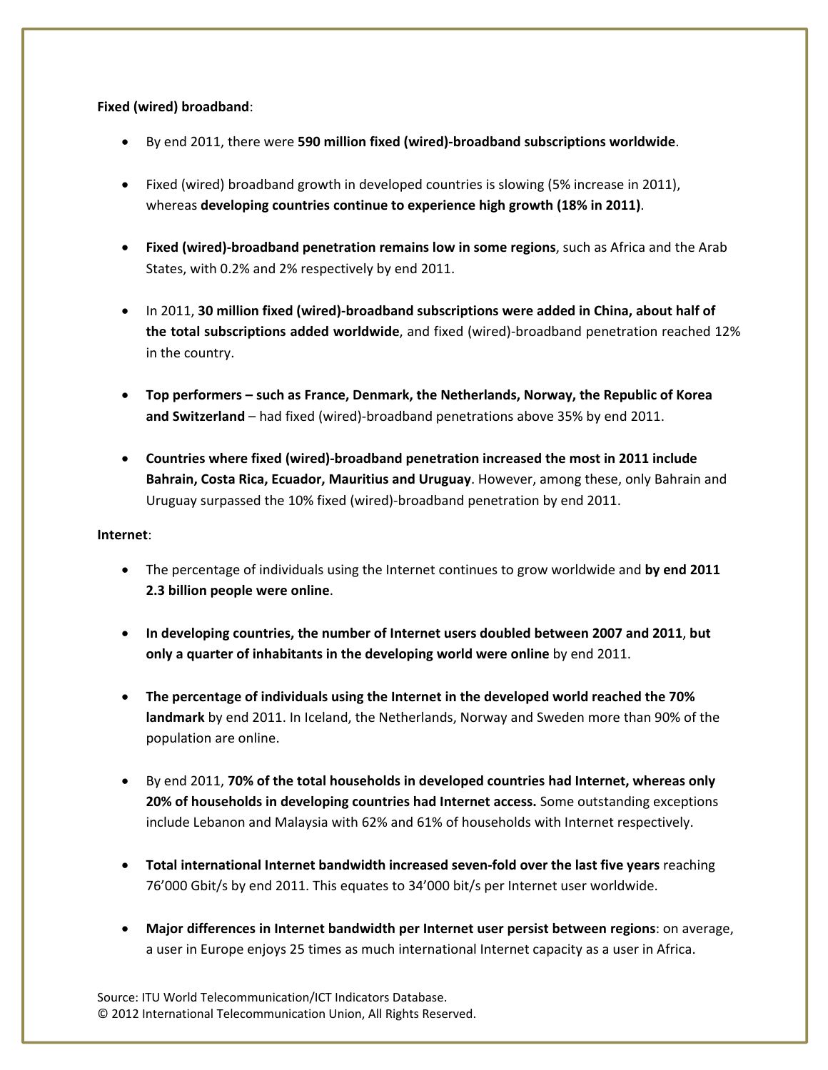**Fixed (wired) broadband**:

- By end 2011, there were **590 million fixed (wired)-broadband subscriptions worldwide**.
- Fixed (wired) broadband growth in developed countries is slowing (5% increase in 2011), whereas **developing countries continue to experience high growth (18% in 2011)**.
- **Fixed (wired)-broadband penetration remains low in some regions**, such as Africa and the Arab States, with 0.2% and 2% respectively by end 2011.
- In 2011, **30 million fixed (wired)-broadband subscriptions were added in China, about half of the total subscriptions added worldwide**, and fixed (wired)-broadband penetration reached 12% in the country.
- **Top performers – such as France, Denmark, the Netherlands, Norway, the Republic of Korea and Switzerland** – had fixed (wired)-broadband penetrations above 35% by end 2011.
- **Countries where fixed (wired)-broadband penetration increased the most in 2011 include Bahrain, Costa Rica, Ecuador, Mauritius and Uruguay**. However, among these, only Bahrain and Uruguay surpassed the 10% fixed (wired)-broadband penetration by end 2011.

**Internet**:

- The percentage of individuals using the Internet continues to grow worldwide and **by end 2011 2.3 billion people were online**.
- **In developing countries, the number of Internet users doubled between 2007 and 2011**, **but only a quarter of inhabitants in the developing world were online** by end 2011.
- **The percentage of individuals using the Internet in the developed world reached the 70% landmark** by end 2011. In Iceland, the Netherlands, Norway and Sweden more than 90% of the population are online.
- By end 2011, **70% of the total households in developed countries had Internet, whereas only 20% of households in developing countries had Internet access.** Some outstanding exceptions include Lebanon and Malaysia with 62% and 61% of households with Internet respectively.
- **Total international Internet bandwidth increased seven-fold over the last five years** reaching 76'000 Gbit/s by end 2011. This equates to 34'000 bit/s per Internet user worldwide.
- **Major differences in Internet bandwidth per Internet user persist between regions**: on average, a user in Europe enjoys 25 times as much international Internet capacity as a user in Africa.

Source: ITU World Telecommunication/ICT Indicators Database.
© 2012 International Telecommunication Union, All Rights Reserved.